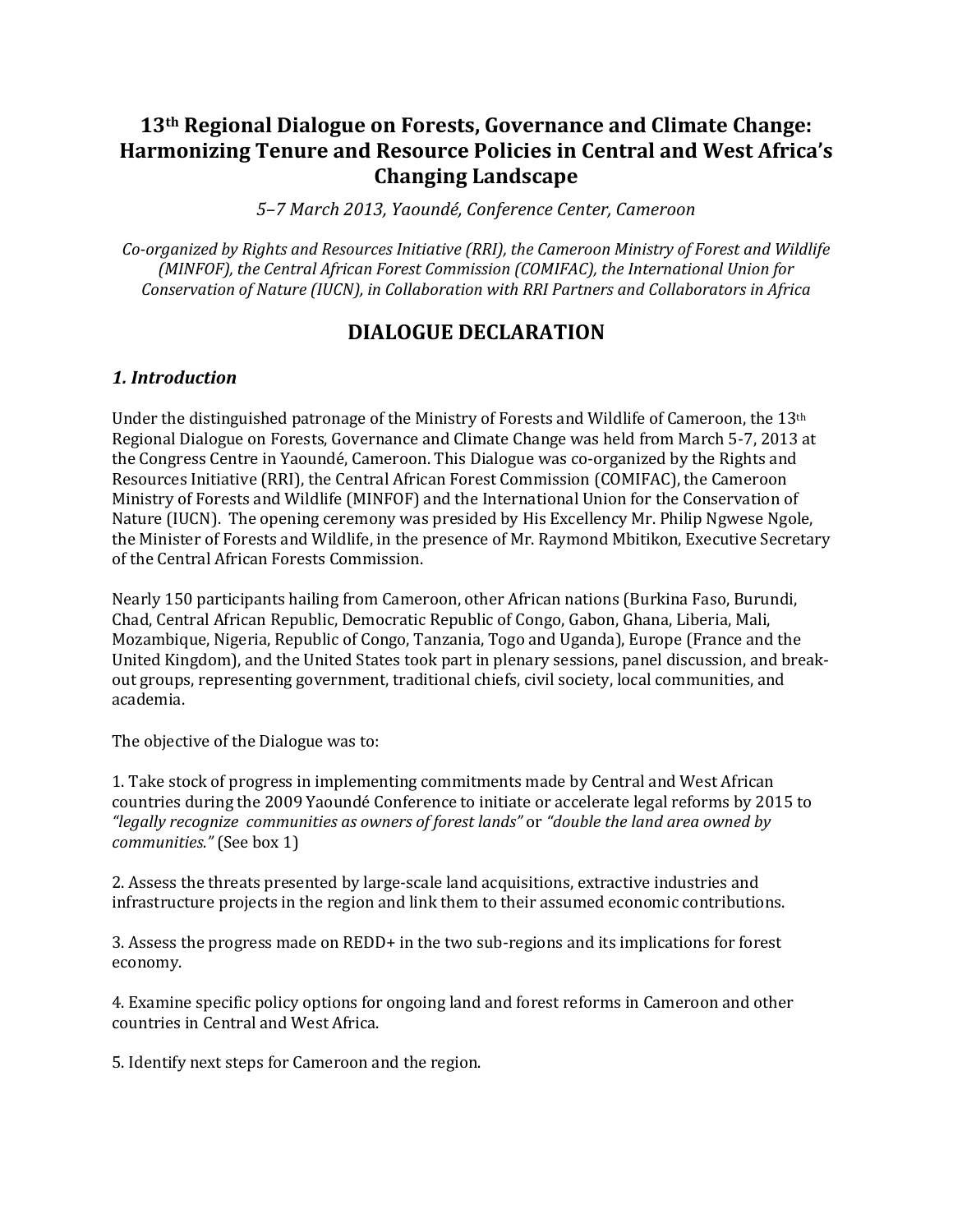# 13th Regional Dialogue on Forests, Governance and Climate Change: Harmonizing Tenure and Resource Policies in Central and West Africa's Changing Landscape

*5–7 March 2013, Yaoundé, Conference Center, Cameroon*

*Co-organized by Rights and Resources Initiative (RRI), the Cameroon Ministry of Forest and Wildlife (MINFOF), the Central African Forest Commission (COMIFAC), the International Union for Conservation of Nature (IUCN), in Collaboration with RRI Partners and Collaborators in Africa*

## DIALOGUE DECLARATION

### *1. Introduction*

Under the distinguished patronage of the Ministry of Forests and Wildlife of Cameroon, the 13th Regional Dialogue on Forests, Governance and Climate Change was held from March 5-7, 2013 at the Congress Centre in Yaoundé, Cameroon. This Dialogue was co-organized by the Rights and Resources Initiative (RRI), the Central African Forest Commission (COMIFAC), the Cameroon Ministry of Forests and Wildlife (MINFOF) and the International Union for the Conservation of Nature (IUCN). The opening ceremony was presided by His Excellency Mr. Philip Ngwese Ngole, the Minister of Forests and Wildlife, in the presence of Mr. Raymond Mbitikon, Executive Secretary of the Central African Forests Commission.

Nearly 150 participants hailing from Cameroon, other African nations (Burkina Faso, Burundi, Chad, Central African Republic, Democratic Republic of Congo, Gabon, Ghana, Liberia, Mali, Mozambique, Nigeria, Republic of Congo, Tanzania, Togo and Uganda), Europe (France and the United Kingdom), and the United States took part in plenary sessions, panel discussion, and break-out groups, representing government, traditional chiefs, civil society, local communities, and academia.

The objective of the Dialogue was to:

1. Take stock of progress in implementing commitments made by Central and West African countries during the 2009 Yaoundé Conference to initiate or accelerate legal reforms by 2015 to *"legally recognize communities as owners of forest lands"* or *"double the land area owned by communities."* (See box 1)

2. Assess the threats presented by large-scale land acquisitions, extractive industries and infrastructure projects in the region and link them to their assumed economic contributions.

3. Assess the progress made on REDD+ in the two sub-regions and its implications for forest economy.

4. Examine specific policy options for ongoing land and forest reforms in Cameroon and other countries in Central and West Africa.

5. Identify next steps for Cameroon and the region.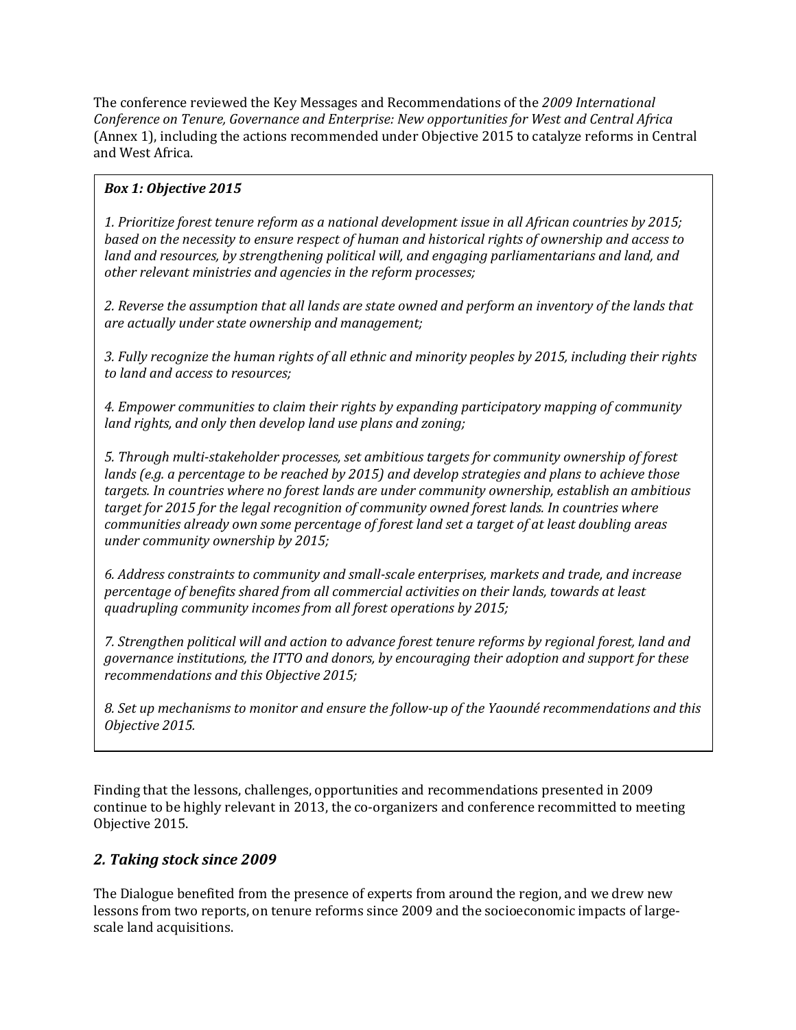The conference reviewed the Key Messages and Recommendations of the *2009 International Conference on Tenure, Governance and Enterprise: New opportunities for West and Central Africa* (Annex 1), including the actions recommended under Objective 2015 to catalyze reforms in Central and West Africa.

> ***Box 1: Objective 2015***
>
> *1. Prioritize forest tenure reform as a national development issue in all African countries by 2015; based on the necessity to ensure respect of human and historical rights of ownership and access to land and resources, by strengthening political will, and engaging parliamentarians and land, and other relevant ministries and agencies in the reform processes;*
>
> *2. Reverse the assumption that all lands are state owned and perform an inventory of the lands that are actually under state ownership and management;*
>
> *3. Fully recognize the human rights of all ethnic and minority peoples by 2015, including their rights to land and access to resources;*
>
> *4. Empower communities to claim their rights by expanding participatory mapping of community land rights, and only then develop land use plans and zoning;*
>
> *5. Through multi-stakeholder processes, set ambitious targets for community ownership of forest lands (e.g. a percentage to be reached by 2015) and develop strategies and plans to achieve those targets. In countries where no forest lands are under community ownership, establish an ambitious target for 2015 for the legal recognition of community owned forest lands. In countries where communities already own some percentage of forest land set a target of at least doubling areas under community ownership by 2015;*
>
> *6. Address constraints to community and small-scale enterprises, markets and trade, and increase percentage of benefits shared from all commercial activities on their lands, towards at least quadrupling community incomes from all forest operations by 2015;*
>
> *7. Strengthen political will and action to advance forest tenure reforms by regional forest, land and governance institutions, the ITTO and donors, by encouraging their adoption and support for these recommendations and this Objective 2015;*
>
> *8. Set up mechanisms to monitor and ensure the follow-up of the Yaoundé recommendations and this Objective 2015.*

Finding that the lessons, challenges, opportunities and recommendations presented in 2009 continue to be highly relevant in 2013, the co-organizers and conference recommitted to meeting Objective 2015.

## *2. Taking stock since 2009*

The Dialogue benefited from the presence of experts from around the region, and we drew new lessons from two reports, on tenure reforms since 2009 and the socioeconomic impacts of large-scale land acquisitions.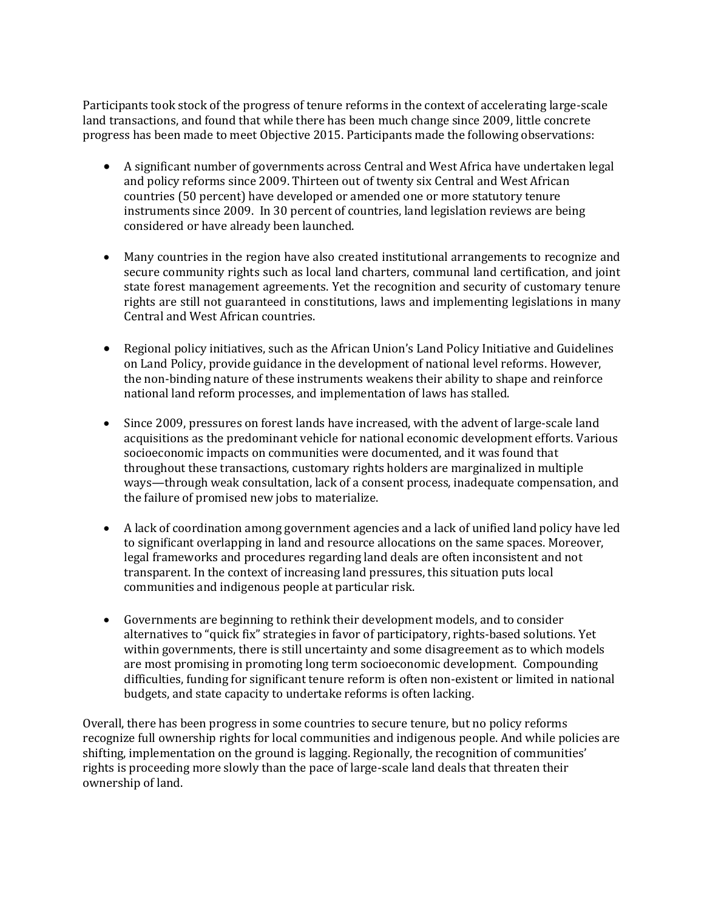Participants took stock of the progress of tenure reforms in the context of accelerating large-scale land transactions, and found that while there has been much change since 2009, little concrete progress has been made to meet Objective 2015. Participants made the following observations:

- A significant number of governments across Central and West Africa have undertaken legal and policy reforms since 2009. Thirteen out of twenty six Central and West African countries (50 percent) have developed or amended one or more statutory tenure instruments since 2009. In 30 percent of countries, land legislation reviews are being considered or have already been launched.

- Many countries in the region have also created institutional arrangements to recognize and secure community rights such as local land charters, communal land certification, and joint state forest management agreements. Yet the recognition and security of customary tenure rights are still not guaranteed in constitutions, laws and implementing legislations in many Central and West African countries.

- Regional policy initiatives, such as the African Union's Land Policy Initiative and Guidelines on Land Policy, provide guidance in the development of national level reforms. However, the non-binding nature of these instruments weakens their ability to shape and reinforce national land reform processes, and implementation of laws has stalled.

- Since 2009, pressures on forest lands have increased, with the advent of large-scale land acquisitions as the predominant vehicle for national economic development efforts. Various socioeconomic impacts on communities were documented, and it was found that throughout these transactions, customary rights holders are marginalized in multiple ways—through weak consultation, lack of a consent process, inadequate compensation, and the failure of promised new jobs to materialize.

- A lack of coordination among government agencies and a lack of unified land policy have led to significant overlapping in land and resource allocations on the same spaces. Moreover, legal frameworks and procedures regarding land deals are often inconsistent and not transparent. In the context of increasing land pressures, this situation puts local communities and indigenous people at particular risk.

- Governments are beginning to rethink their development models, and to consider alternatives to "quick fix" strategies in favor of participatory, rights-based solutions. Yet within governments, there is still uncertainty and some disagreement as to which models are most promising in promoting long term socioeconomic development. Compounding difficulties, funding for significant tenure reform is often non-existent or limited in national budgets, and state capacity to undertake reforms is often lacking.

Overall, there has been progress in some countries to secure tenure, but no policy reforms recognize full ownership rights for local communities and indigenous people. And while policies are shifting, implementation on the ground is lagging. Regionally, the recognition of communities' rights is proceeding more slowly than the pace of large-scale land deals that threaten their ownership of land.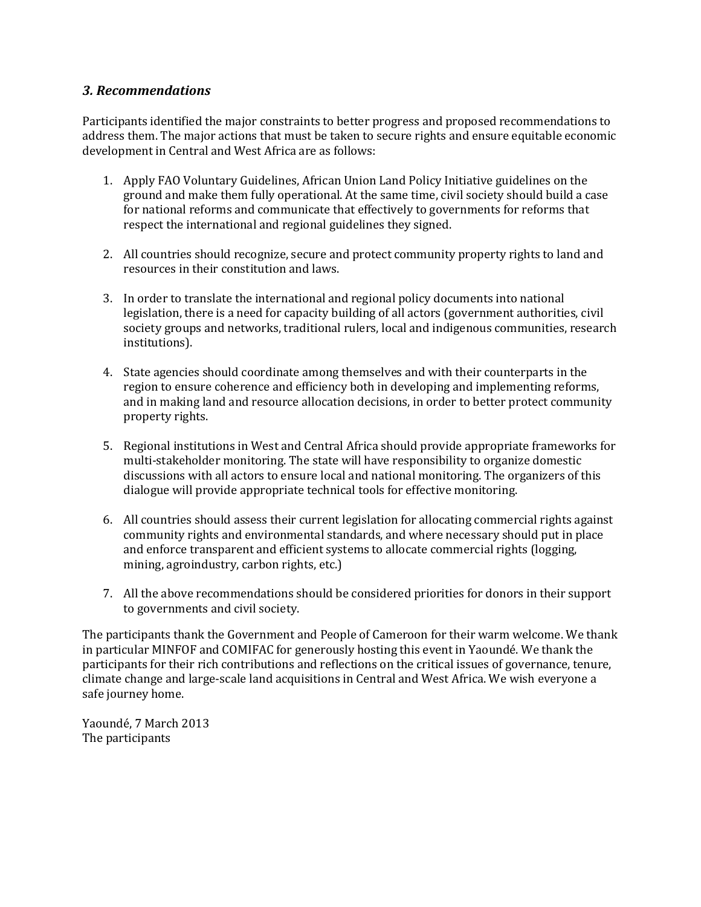### *3. Recommendations*

Participants identified the major constraints to better progress and proposed recommendations to address them. The major actions that must be taken to secure rights and ensure equitable economic development in Central and West Africa are as follows:

1. Apply FAO Voluntary Guidelines, African Union Land Policy Initiative guidelines on the ground and make them fully operational. At the same time, civil society should build a case for national reforms and communicate that effectively to governments for reforms that respect the international and regional guidelines they signed.

2. All countries should recognize, secure and protect community property rights to land and resources in their constitution and laws.

3. In order to translate the international and regional policy documents into national legislation, there is a need for capacity building of all actors (government authorities, civil society groups and networks, traditional rulers, local and indigenous communities, research institutions).

4. State agencies should coordinate among themselves and with their counterparts in the region to ensure coherence and efficiency both in developing and implementing reforms, and in making land and resource allocation decisions, in order to better protect community property rights.

5. Regional institutions in West and Central Africa should provide appropriate frameworks for multi-stakeholder monitoring. The state will have responsibility to organize domestic discussions with all actors to ensure local and national monitoring. The organizers of this dialogue will provide appropriate technical tools for effective monitoring.

6. All countries should assess their current legislation for allocating commercial rights against community rights and environmental standards, and where necessary should put in place and enforce transparent and efficient systems to allocate commercial rights (logging, mining, agroindustry, carbon rights, etc.)

7. All the above recommendations should be considered priorities for donors in their support to governments and civil society.

The participants thank the Government and People of Cameroon for their warm welcome. We thank in particular MINFOF and COMIFAC for generously hosting this event in Yaoundé. We thank the participants for their rich contributions and reflections on the critical issues of governance, tenure, climate change and large-scale land acquisitions in Central and West Africa. We wish everyone a safe journey home.

Yaoundé, 7 March 2013
The participants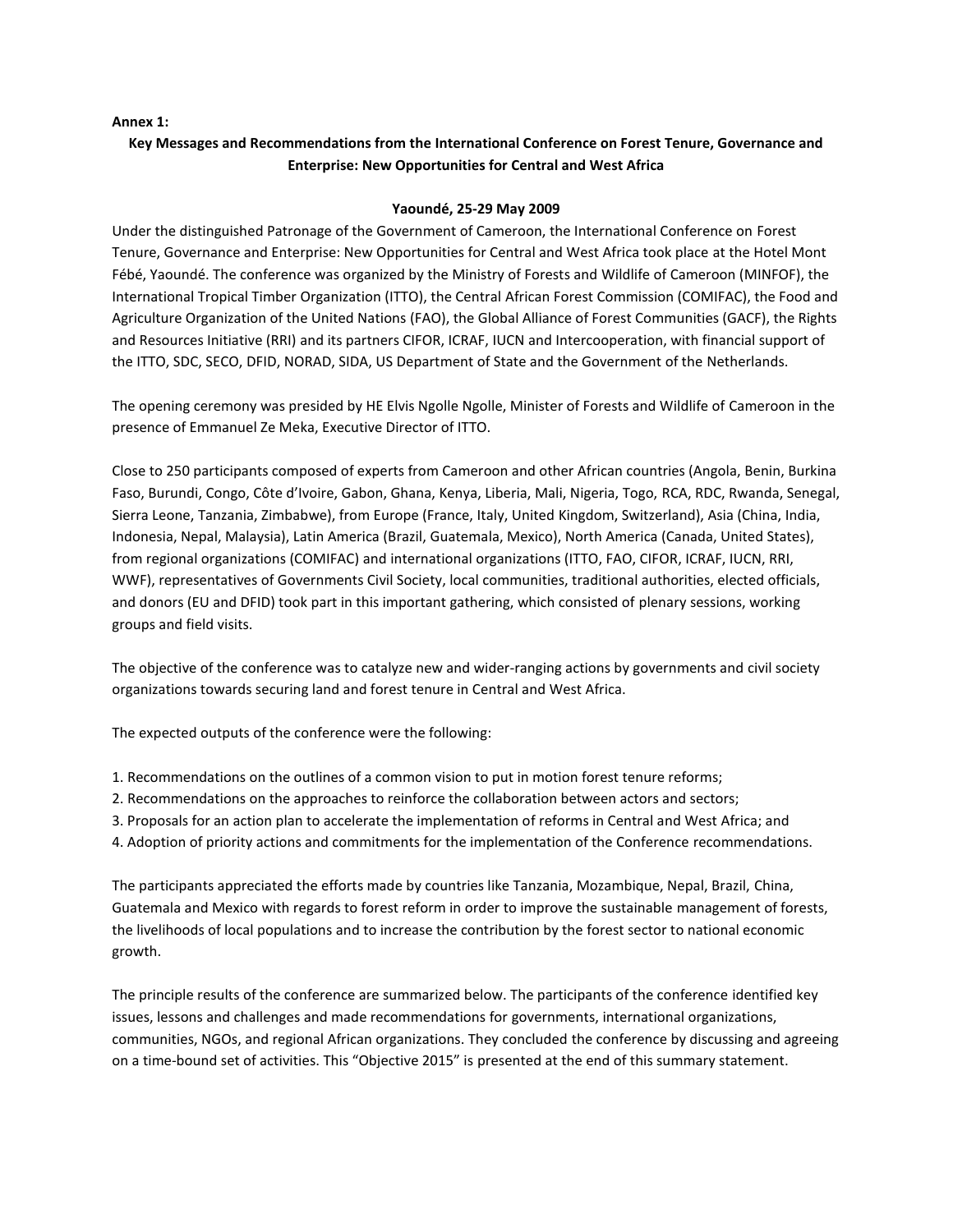**Annex 1:**

**Key Messages and Recommendations from the International Conference on Forest Tenure, Governance and Enterprise: New Opportunities for Central and West Africa**

**Yaoundé, 25-29 May 2009**

Under the distinguished Patronage of the Government of Cameroon, the International Conference on Forest Tenure, Governance and Enterprise: New Opportunities for Central and West Africa took place at the Hotel Mont Fébé, Yaoundé. The conference was organized by the Ministry of Forests and Wildlife of Cameroon (MINFOF), the International Tropical Timber Organization (ITTO), the Central African Forest Commission (COMIFAC), the Food and Agriculture Organization of the United Nations (FAO), the Global Alliance of Forest Communities (GACF), the Rights and Resources Initiative (RRI) and its partners CIFOR, ICRAF, IUCN and Intercooperation, with financial support of the ITTO, SDC, SECO, DFID, NORAD, SIDA, US Department of State and the Government of the Netherlands.

The opening ceremony was presided by HE Elvis Ngolle Ngolle, Minister of Forests and Wildlife of Cameroon in the presence of Emmanuel Ze Meka, Executive Director of ITTO.

Close to 250 participants composed of experts from Cameroon and other African countries (Angola, Benin, Burkina Faso, Burundi, Congo, Côte d'Ivoire, Gabon, Ghana, Kenya, Liberia, Mali, Nigeria, Togo, RCA, RDC, Rwanda, Senegal, Sierra Leone, Tanzania, Zimbabwe), from Europe (France, Italy, United Kingdom, Switzerland), Asia (China, India, Indonesia, Nepal, Malaysia), Latin America (Brazil, Guatemala, Mexico), North America (Canada, United States), from regional organizations (COMIFAC) and international organizations (ITTO, FAO, CIFOR, ICRAF, IUCN, RRI, WWF), representatives of Governments Civil Society, local communities, traditional authorities, elected officials, and donors (EU and DFID) took part in this important gathering, which consisted of plenary sessions, working groups and field visits.

The objective of the conference was to catalyze new and wider-ranging actions by governments and civil society organizations towards securing land and forest tenure in Central and West Africa.

The expected outputs of the conference were the following:

1. Recommendations on the outlines of a common vision to put in motion forest tenure reforms;
2. Recommendations on the approaches to reinforce the collaboration between actors and sectors;
3. Proposals for an action plan to accelerate the implementation of reforms in Central and West Africa; and
4. Adoption of priority actions and commitments for the implementation of the Conference recommendations.

The participants appreciated the efforts made by countries like Tanzania, Mozambique, Nepal, Brazil, China, Guatemala and Mexico with regards to forest reform in order to improve the sustainable management of forests, the livelihoods of local populations and to increase the contribution by the forest sector to national economic growth.

The principle results of the conference are summarized below. The participants of the conference identified key issues, lessons and challenges and made recommendations for governments, international organizations, communities, NGOs, and regional African organizations. They concluded the conference by discussing and agreeing on a time-bound set of activities. This "Objective 2015" is presented at the end of this summary statement.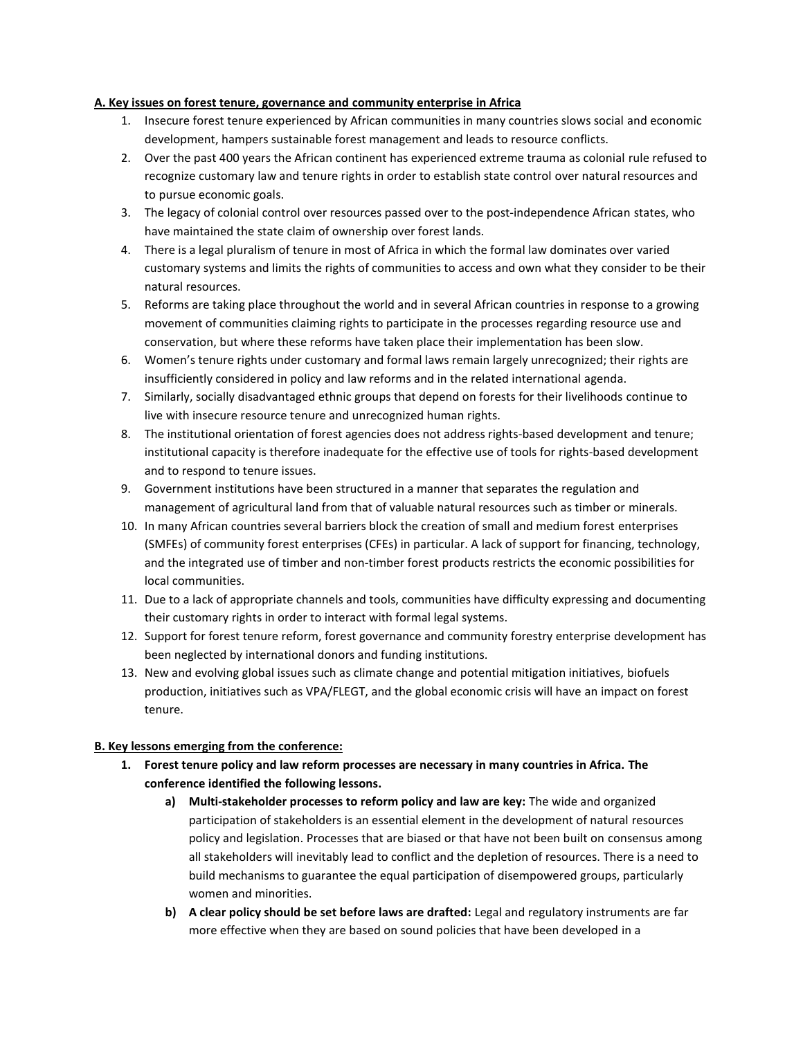**A. Key issues on forest tenure, governance and community enterprise in Africa**

1. Insecure forest tenure experienced by African communities in many countries slows social and economic development, hampers sustainable forest management and leads to resource conflicts.
2. Over the past 400 years the African continent has experienced extreme trauma as colonial rule refused to recognize customary law and tenure rights in order to establish state control over natural resources and to pursue economic goals.
3. The legacy of colonial control over resources passed over to the post-independence African states, who have maintained the state claim of ownership over forest lands.
4. There is a legal pluralism of tenure in most of Africa in which the formal law dominates over varied customary systems and limits the rights of communities to access and own what they consider to be their natural resources.
5. Reforms are taking place throughout the world and in several African countries in response to a growing movement of communities claiming rights to participate in the processes regarding resource use and conservation, but where these reforms have taken place their implementation has been slow.
6. Women's tenure rights under customary and formal laws remain largely unrecognized; their rights are insufficiently considered in policy and law reforms and in the related international agenda.
7. Similarly, socially disadvantaged ethnic groups that depend on forests for their livelihoods continue to live with insecure resource tenure and unrecognized human rights.
8. The institutional orientation of forest agencies does not address rights-based development and tenure; institutional capacity is therefore inadequate for the effective use of tools for rights-based development and to respond to tenure issues.
9. Government institutions have been structured in a manner that separates the regulation and management of agricultural land from that of valuable natural resources such as timber or minerals.
10. In many African countries several barriers block the creation of small and medium forest enterprises (SMFEs) of community forest enterprises (CFEs) in particular. A lack of support for financing, technology, and the integrated use of timber and non-timber forest products restricts the economic possibilities for local communities.
11. Due to a lack of appropriate channels and tools, communities have difficulty expressing and documenting their customary rights in order to interact with formal legal systems.
12. Support for forest tenure reform, forest governance and community forestry enterprise development has been neglected by international donors and funding institutions.
13. New and evolving global issues such as climate change and potential mitigation initiatives, biofuels production, initiatives such as VPA/FLEGT, and the global economic crisis will have an impact on forest tenure.

**B. Key lessons emerging from the conference:**

1. **Forest tenure policy and law reform processes are necessary in many countries in Africa. The conference identified the following lessons.**
   - **a) Multi-stakeholder processes to reform policy and law are key:** The wide and organized participation of stakeholders is an essential element in the development of natural resources policy and legislation. Processes that are biased or that have not been built on consensus among all stakeholders will inevitably lead to conflict and the depletion of resources. There is a need to build mechanisms to guarantee the equal participation of disempowered groups, particularly women and minorities.
   - **b) A clear policy should be set before laws are drafted:** Legal and regulatory instruments are far more effective when they are based on sound policies that have been developed in a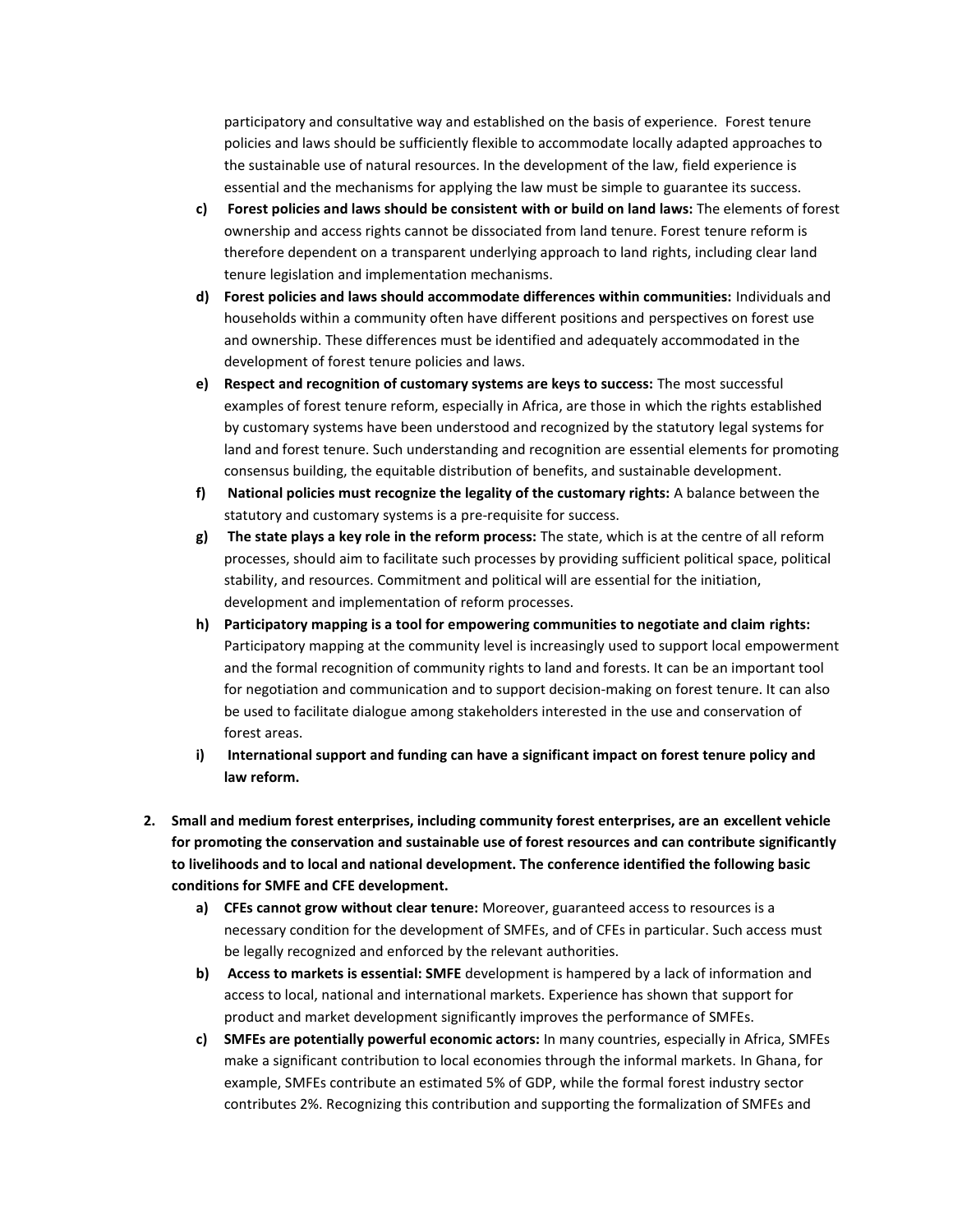participatory and consultative way and established on the basis of experience. Forest tenure policies and laws should be sufficiently flexible to accommodate locally adapted approaches to the sustainable use of natural resources. In the development of the law, field experience is essential and the mechanisms for applying the law must be simple to guarantee its success.

c) **Forest policies and laws should be consistent with or build on land laws:** The elements of forest ownership and access rights cannot be dissociated from land tenure. Forest tenure reform is therefore dependent on a transparent underlying approach to land rights, including clear land tenure legislation and implementation mechanisms.

d) **Forest policies and laws should accommodate differences within communities:** Individuals and households within a community often have different positions and perspectives on forest use and ownership. These differences must be identified and adequately accommodated in the development of forest tenure policies and laws.

e) **Respect and recognition of customary systems are keys to success:** The most successful examples of forest tenure reform, especially in Africa, are those in which the rights established by customary systems have been understood and recognized by the statutory legal systems for land and forest tenure. Such understanding and recognition are essential elements for promoting consensus building, the equitable distribution of benefits, and sustainable development.

f) **National policies must recognize the legality of the customary rights:** A balance between the statutory and customary systems is a pre-requisite for success.

g) **The state plays a key role in the reform process:** The state, which is at the centre of all reform processes, should aim to facilitate such processes by providing sufficient political space, political stability, and resources. Commitment and political will are essential for the initiation, development and implementation of reform processes.

h) **Participatory mapping is a tool for empowering communities to negotiate and claim rights:** Participatory mapping at the community level is increasingly used to support local empowerment and the formal recognition of community rights to land and forests. It can be an important tool for negotiation and communication and to support decision-making on forest tenure. It can also be used to facilitate dialogue among stakeholders interested in the use and conservation of forest areas.

i) **International support and funding can have a significant impact on forest tenure policy and law reform.**

2. **Small and medium forest enterprises, including community forest enterprises, are an excellent vehicle for promoting the conservation and sustainable use of forest resources and can contribute significantly to livelihoods and to local and national development. The conference identified the following basic conditions for SMFE and CFE development.**

   a) **CFEs cannot grow without clear tenure:** Moreover, guaranteed access to resources is a necessary condition for the development of SMFEs, and of CFEs in particular. Such access must be legally recognized and enforced by the relevant authorities.

   b) **Access to markets is essential: SMFE** development is hampered by a lack of information and access to local, national and international markets. Experience has shown that support for product and market development significantly improves the performance of SMFEs.

   c) **SMFEs are potentially powerful economic actors:** In many countries, especially in Africa, SMFEs make a significant contribution to local economies through the informal markets. In Ghana, for example, SMFEs contribute an estimated 5% of GDP, while the formal forest industry sector contributes 2%. Recognizing this contribution and supporting the formalization of SMFEs and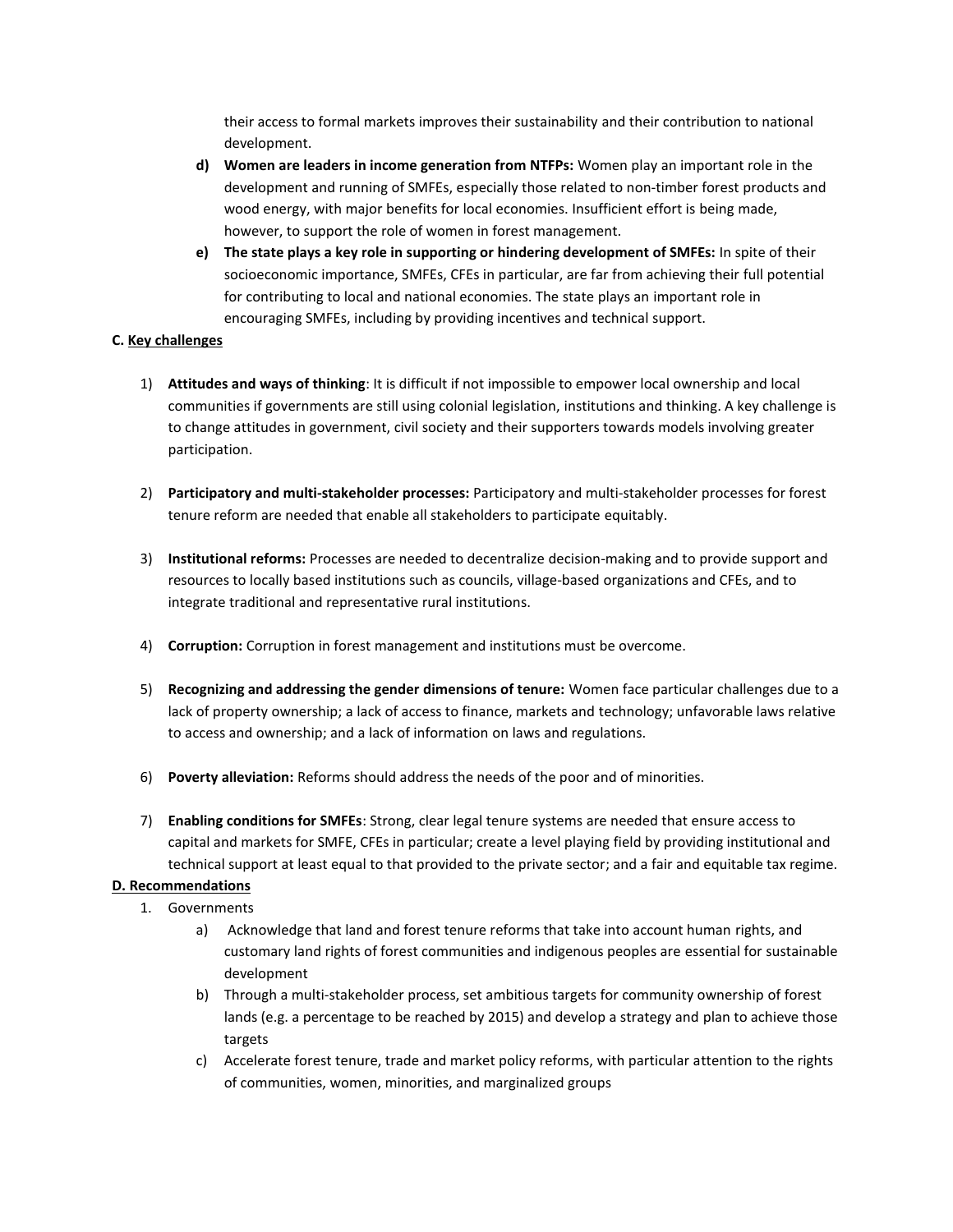their access to formal markets improves their sustainability and their contribution to national development.

d) **Women are leaders in income generation from NTFPs:** Women play an important role in the development and running of SMFEs, especially those related to non-timber forest products and wood energy, with major benefits for local economies. Insufficient effort is being made, however, to support the role of women in forest management.

e) **The state plays a key role in supporting or hindering development of SMFEs:** In spite of their socioeconomic importance, SMFEs, CFEs in particular, are far from achieving their full potential for contributing to local and national economies. The state plays an important role in encouraging SMFEs, including by providing incentives and technical support.

**C. <u>Key challenges</u>**

1) **Attitudes and ways of thinking**: It is difficult if not impossible to empower local ownership and local communities if governments are still using colonial legislation, institutions and thinking. A key challenge is to change attitudes in government, civil society and their supporters towards models involving greater participation.

2) **Participatory and multi-stakeholder processes:** Participatory and multi-stakeholder processes for forest tenure reform are needed that enable all stakeholders to participate equitably.

3) **Institutional reforms:** Processes are needed to decentralize decision-making and to provide support and resources to locally based institutions such as councils, village-based organizations and CFEs, and to integrate traditional and representative rural institutions.

4) **Corruption:** Corruption in forest management and institutions must be overcome.

5) **Recognizing and addressing the gender dimensions of tenure:** Women face particular challenges due to a lack of property ownership; a lack of access to finance, markets and technology; unfavorable laws relative to access and ownership; and a lack of information on laws and regulations.

6) **Poverty alleviation:** Reforms should address the needs of the poor and of minorities.

7) **Enabling conditions for SMFEs**: Strong, clear legal tenure systems are needed that ensure access to capital and markets for SMFE, CFEs in particular; create a level playing field by providing institutional and technical support at least equal to that provided to the private sector; and a fair and equitable tax regime.

**D. <u>Recommendations</u>**

1. Governments
   a) Acknowledge that land and forest tenure reforms that take into account human rights, and customary land rights of forest communities and indigenous peoples are essential for sustainable development
   b) Through a multi-stakeholder process, set ambitious targets for community ownership of forest lands (e.g. a percentage to be reached by 2015) and develop a strategy and plan to achieve those targets
   c) Accelerate forest tenure, trade and market policy reforms, with particular attention to the rights of communities, women, minorities, and marginalized groups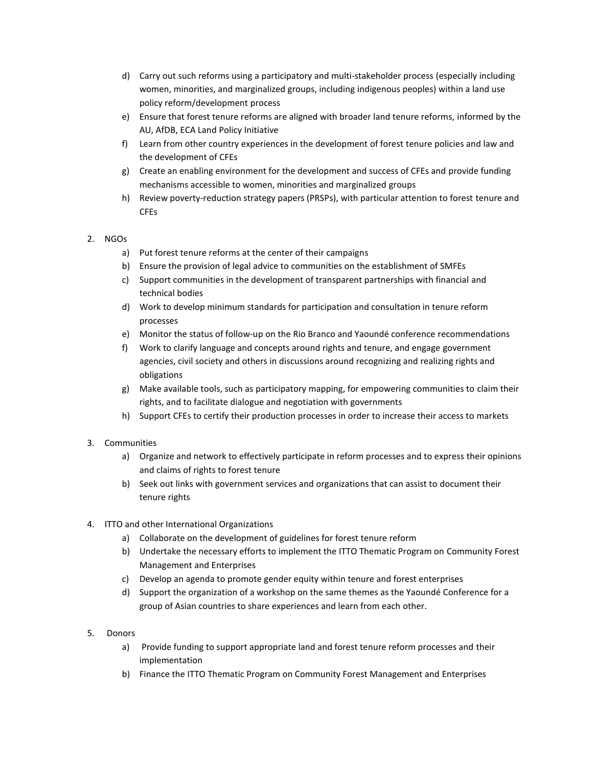d) Carry out such reforms using a participatory and multi-stakeholder process (especially including women, minorities, and marginalized groups, including indigenous peoples) within a land use policy reform/development process
e) Ensure that forest tenure reforms are aligned with broader land tenure reforms, informed by the AU, AfDB, ECA Land Policy Initiative
f) Learn from other country experiences in the development of forest tenure policies and law and the development of CFEs
g) Create an enabling environment for the development and success of CFEs and provide funding mechanisms accessible to women, minorities and marginalized groups
h) Review poverty-reduction strategy papers (PRSPs), with particular attention to forest tenure and CFEs

2. NGOs
   a) Put forest tenure reforms at the center of their campaigns
   b) Ensure the provision of legal advice to communities on the establishment of SMFEs
   c) Support communities in the development of transparent partnerships with financial and technical bodies
   d) Work to develop minimum standards for participation and consultation in tenure reform processes
   e) Monitor the status of follow-up on the Rio Branco and Yaoundé conference recommendations
   f) Work to clarify language and concepts around rights and tenure, and engage government agencies, civil society and others in discussions around recognizing and realizing rights and obligations
   g) Make available tools, such as participatory mapping, for empowering communities to claim their rights, and to facilitate dialogue and negotiation with governments
   h) Support CFEs to certify their production processes in order to increase their access to markets

3. Communities
   a) Organize and network to effectively participate in reform processes and to express their opinions and claims of rights to forest tenure
   b) Seek out links with government services and organizations that can assist to document their tenure rights

4. ITTO and other International Organizations
   a) Collaborate on the development of guidelines for forest tenure reform
   b) Undertake the necessary efforts to implement the ITTO Thematic Program on Community Forest Management and Enterprises
   c) Develop an agenda to promote gender equity within tenure and forest enterprises
   d) Support the organization of a workshop on the same themes as the Yaoundé Conference for a group of Asian countries to share experiences and learn from each other.

5. Donors
   a) Provide funding to support appropriate land and forest tenure reform processes and their implementation
   b) Finance the ITTO Thematic Program on Community Forest Management and Enterprises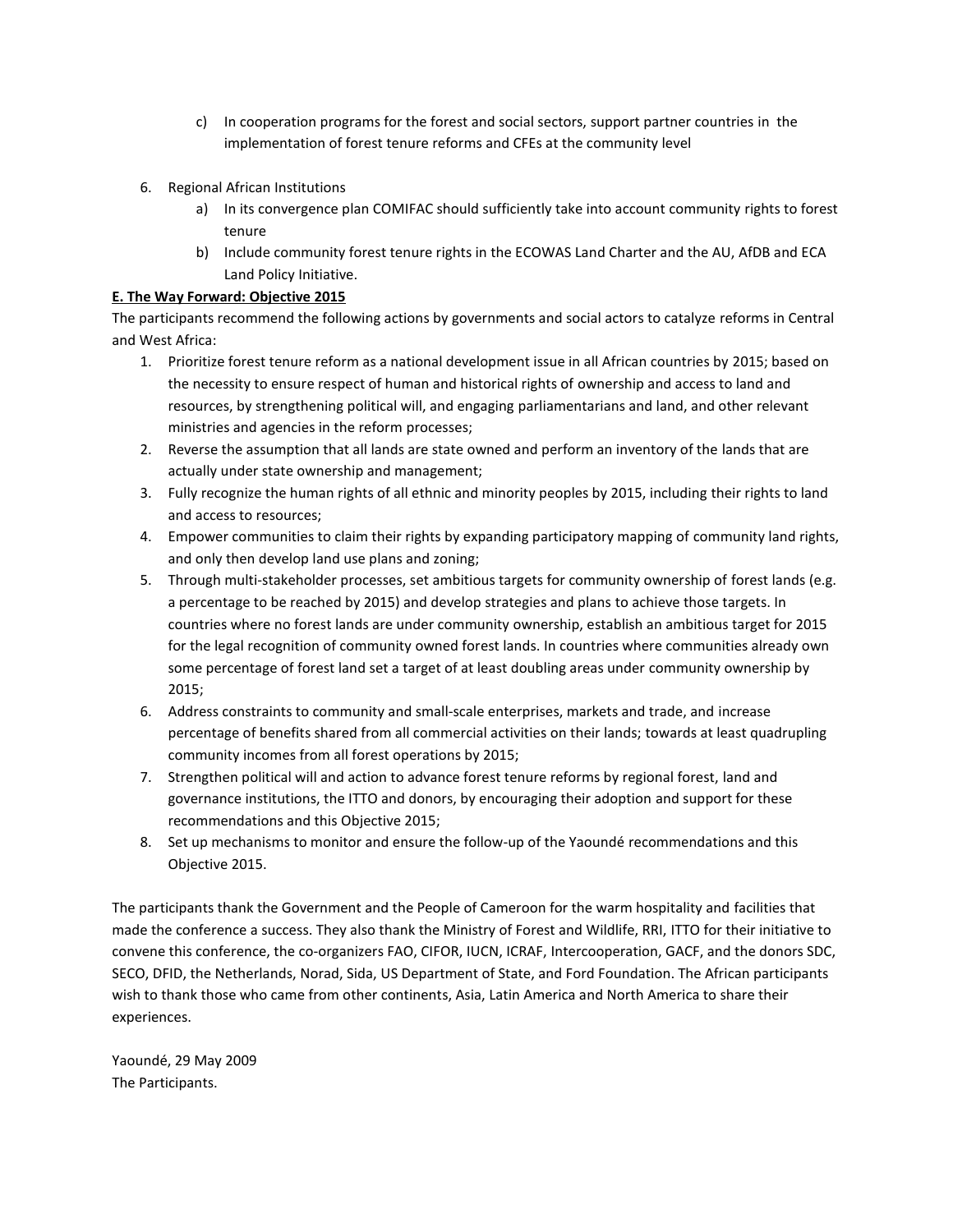c) In cooperation programs for the forest and social sectors, support partner countries in the implementation of forest tenure reforms and CFEs at the community level

6. Regional African Institutions
   a) In its convergence plan COMIFAC should sufficiently take into account community rights to forest tenure
   b) Include community forest tenure rights in the ECOWAS Land Charter and the AU, AfDB and ECA Land Policy Initiative.

**E. The Way Forward: Objective 2015**

The participants recommend the following actions by governments and social actors to catalyze reforms in Central and West Africa:

1. Prioritize forest tenure reform as a national development issue in all African countries by 2015; based on the necessity to ensure respect of human and historical rights of ownership and access to land and resources, by strengthening political will, and engaging parliamentarians and land, and other relevant ministries and agencies in the reform processes;
2. Reverse the assumption that all lands are state owned and perform an inventory of the lands that are actually under state ownership and management;
3. Fully recognize the human rights of all ethnic and minority peoples by 2015, including their rights to land and access to resources;
4. Empower communities to claim their rights by expanding participatory mapping of community land rights, and only then develop land use plans and zoning;
5. Through multi-stakeholder processes, set ambitious targets for community ownership of forest lands (e.g. a percentage to be reached by 2015) and develop strategies and plans to achieve those targets. In countries where no forest lands are under community ownership, establish an ambitious target for 2015 for the legal recognition of community owned forest lands. In countries where communities already own some percentage of forest land set a target of at least doubling areas under community ownership by 2015;
6. Address constraints to community and small-scale enterprises, markets and trade, and increase percentage of benefits shared from all commercial activities on their lands; towards at least quadrupling community incomes from all forest operations by 2015;
7. Strengthen political will and action to advance forest tenure reforms by regional forest, land and governance institutions, the ITTO and donors, by encouraging their adoption and support for these recommendations and this Objective 2015;
8. Set up mechanisms to monitor and ensure the follow-up of the Yaoundé recommendations and this Objective 2015.

The participants thank the Government and the People of Cameroon for the warm hospitality and facilities that made the conference a success. They also thank the Ministry of Forest and Wildlife, RRI, ITTO for their initiative to convene this conference, the co-organizers FAO, CIFOR, IUCN, ICRAF, Intercooperation, GACF, and the donors SDC, SECO, DFID, the Netherlands, Norad, Sida, US Department of State, and Ford Foundation. The African participants wish to thank those who came from other continents, Asia, Latin America and North America to share their experiences.

Yaoundé, 29 May 2009
The Participants.